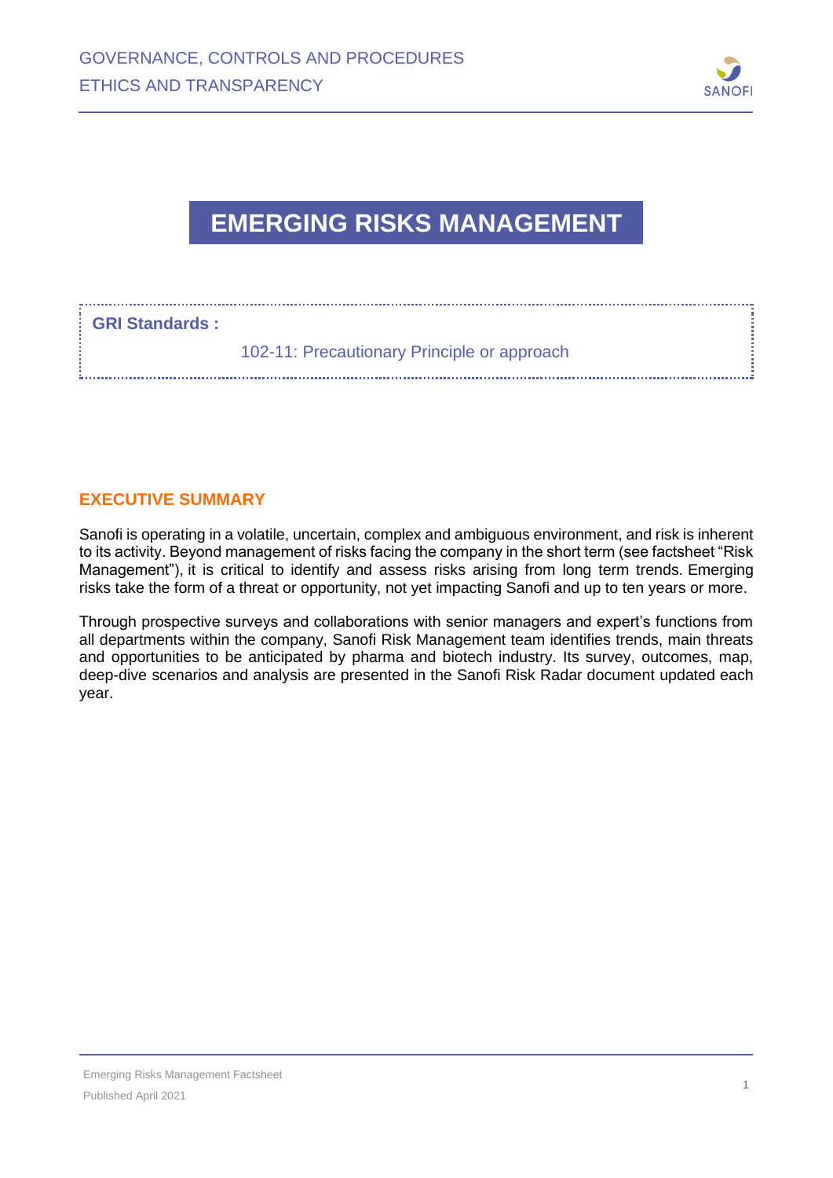# EMERGING RISKS MANAGEMENT

**GRI Standards :**

102-11: Precautionary Principle or approach

## EXECUTIVE SUMMARY

Sanofi is operating in a volatile, uncertain, complex and ambiguous environment, and risk is inherent to its activity. Beyond management of risks facing the company in the short term (see factsheet "Risk Management"), it is critical to identify and assess risks arising from long term trends. Emerging risks take the form of a threat or opportunity, not yet impacting Sanofi and up to ten years or more.

Through prospective surveys and collaborations with senior managers and expert's functions from all departments within the company, Sanofi Risk Management team identifies trends, main threats and opportunities to be anticipated by pharma and biotech industry. Its survey, outcomes, map, deep-dive scenarios and analysis are presented in the Sanofi Risk Radar document updated each year.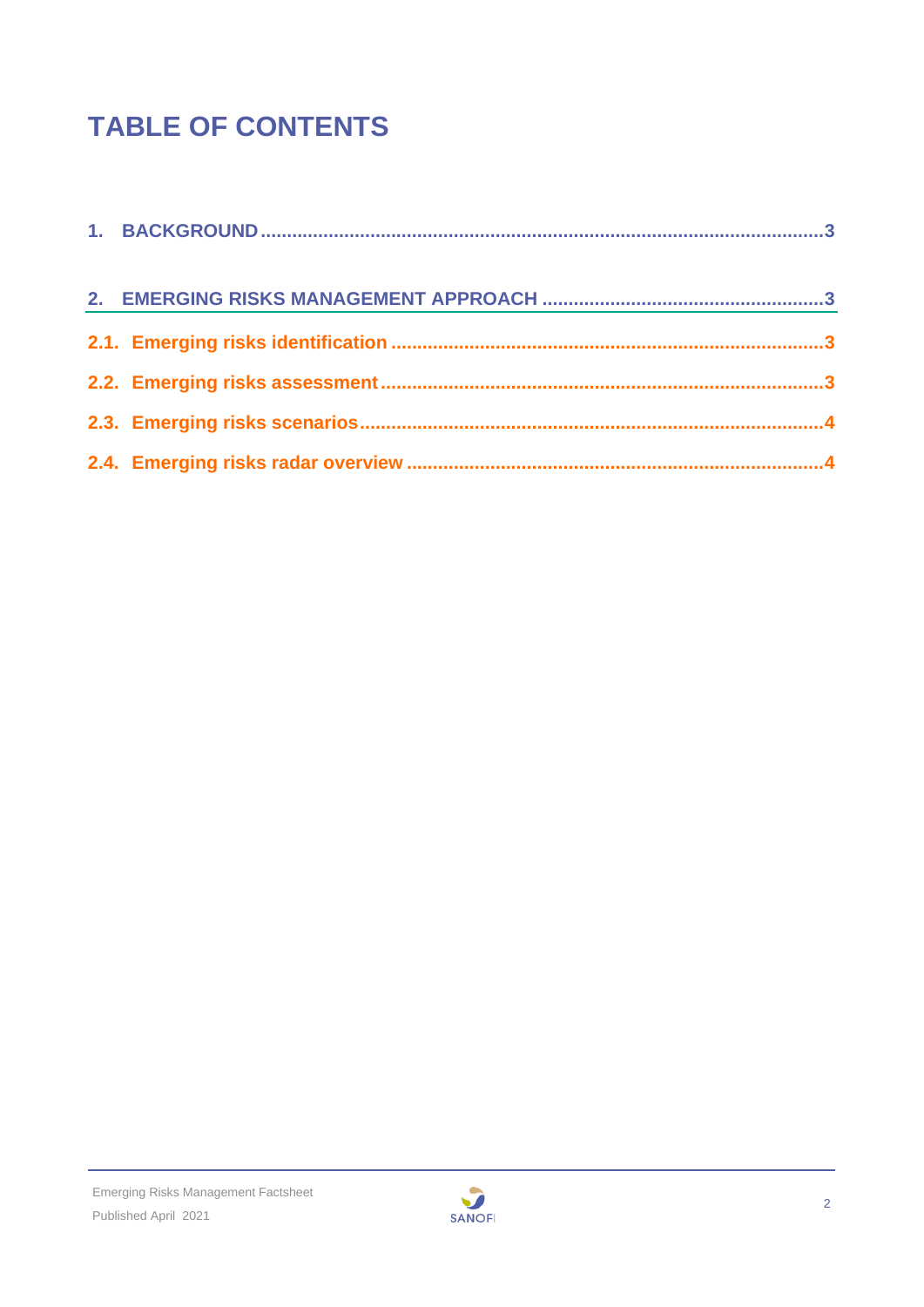# TABLE OF CONTENTS

1. BACKGROUND .......................................................................................................... 3

2. EMERGING RISKS MANAGEMENT APPROACH .................................................... 3

2.1. Emerging risks identification ................................................................................ 3

2.2. Emerging risks assessment .................................................................................. 3

2.3. Emerging risks scenarios ...................................................................................... 4

2.4. Emerging risks radar overview ............................................................................. 4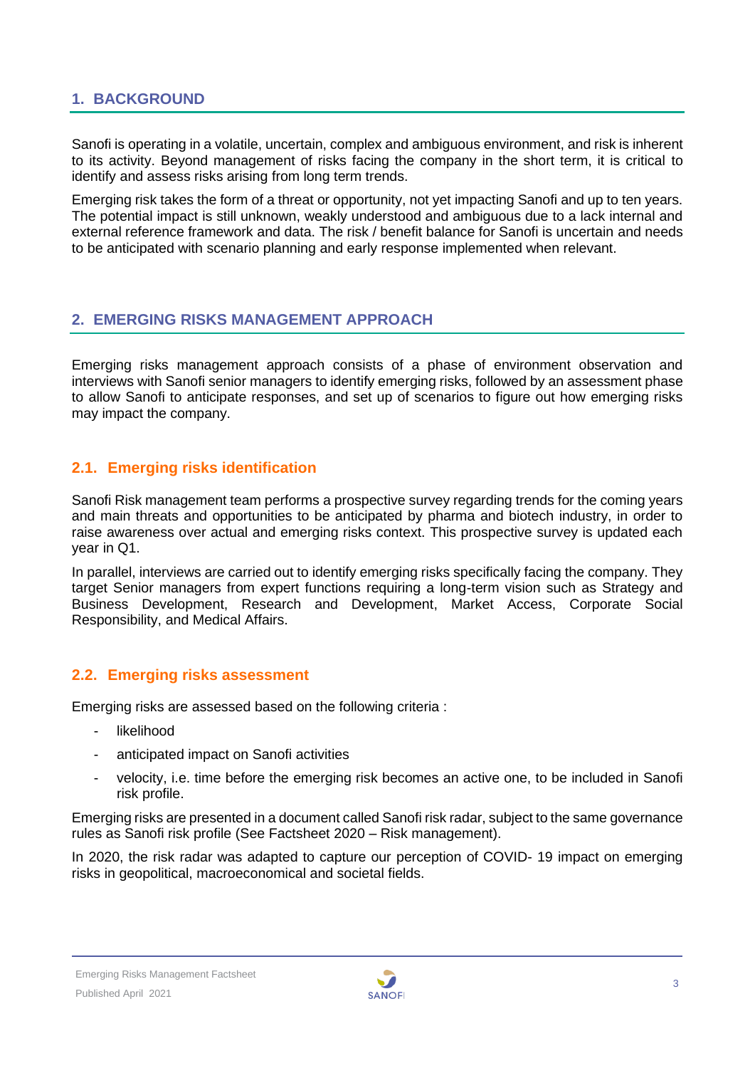## 1. BACKGROUND

Sanofi is operating in a volatile, uncertain, complex and ambiguous environment, and risk is inherent to its activity. Beyond management of risks facing the company in the short term, it is critical to identify and assess risks arising from long term trends.

Emerging risk takes the form of a threat or opportunity, not yet impacting Sanofi and up to ten years. The potential impact is still unknown, weakly understood and ambiguous due to a lack internal and external reference framework and data. The risk / benefit balance for Sanofi is uncertain and needs to be anticipated with scenario planning and early response implemented when relevant.

## 2. EMERGING RISKS MANAGEMENT APPROACH

Emerging risks management approach consists of a phase of environment observation and interviews with Sanofi senior managers to identify emerging risks, followed by an assessment phase to allow Sanofi to anticipate responses, and set up of scenarios to figure out how emerging risks may impact the company.

### 2.1. Emerging risks identification

Sanofi Risk management team performs a prospective survey regarding trends for the coming years and main threats and opportunities to be anticipated by pharma and biotech industry, in order to raise awareness over actual and emerging risks context. This prospective survey is updated each year in Q1.

In parallel, interviews are carried out to identify emerging risks specifically facing the company. They target Senior managers from expert functions requiring a long-term vision such as Strategy and Business Development, Research and Development, Market Access, Corporate Social Responsibility, and Medical Affairs.

### 2.2. Emerging risks assessment

Emerging risks are assessed based on the following criteria :

- likelihood
- anticipated impact on Sanofi activities
- velocity, i.e. time before the emerging risk becomes an active one, to be included in Sanofi risk profile.

Emerging risks are presented in a document called Sanofi risk radar, subject to the same governance rules as Sanofi risk profile (See Factsheet 2020 – Risk management).

In 2020, the risk radar was adapted to capture our perception of COVID- 19 impact on emerging risks in geopolitical, macroeconomical and societal fields.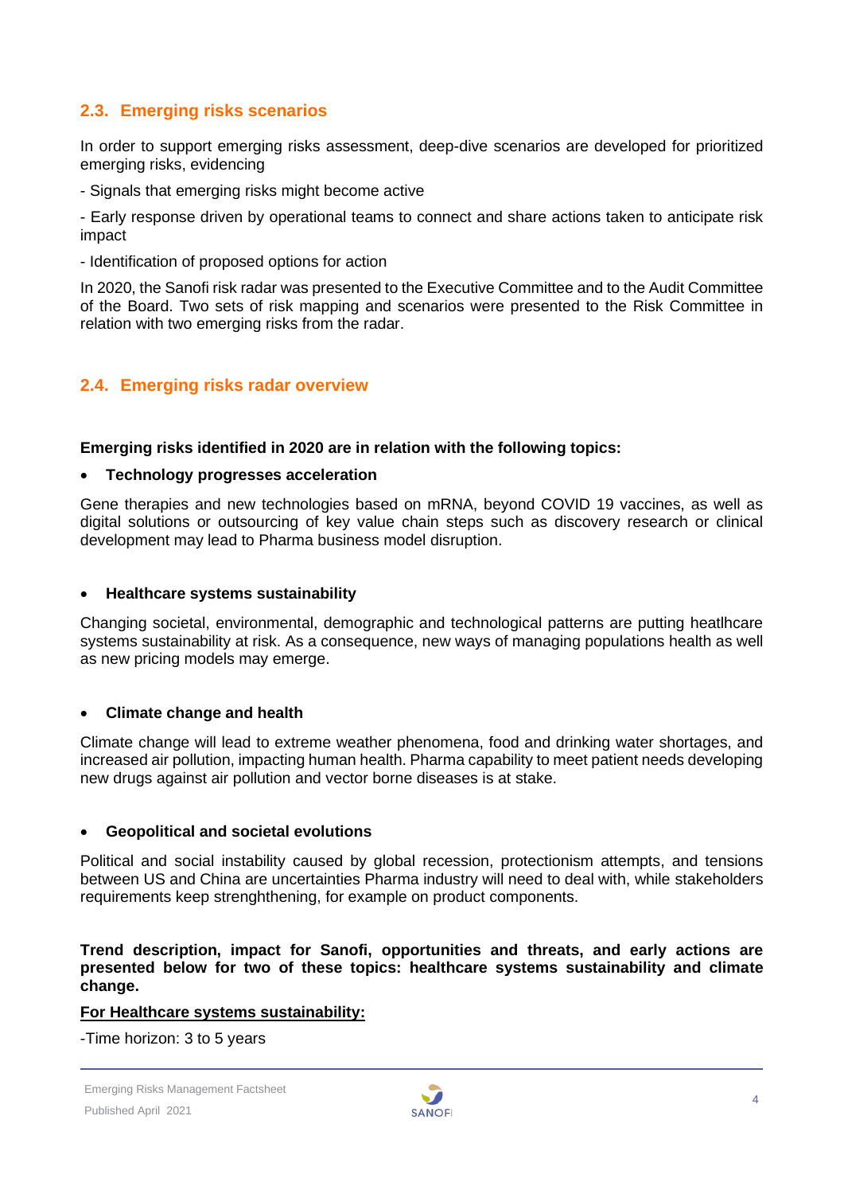## 2.3. Emerging risks scenarios

In order to support emerging risks assessment, deep-dive scenarios are developed for prioritized emerging risks, evidencing

- Signals that emerging risks might become active

- Early response driven by operational teams to connect and share actions taken to anticipate risk impact

- Identification of proposed options for action

In 2020, the Sanofi risk radar was presented to the Executive Committee and to the Audit Committee of the Board. Two sets of risk mapping and scenarios were presented to the Risk Committee in relation with two emerging risks from the radar.

## 2.4. Emerging risks radar overview

**Emerging risks identified in 2020 are in relation with the following topics:**

- **Technology progresses acceleration**

Gene therapies and new technologies based on mRNA, beyond COVID 19 vaccines, as well as digital solutions or outsourcing of key value chain steps such as discovery research or clinical development may lead to Pharma business model disruption.

- **Healthcare systems sustainability**

Changing societal, environmental, demographic and technological patterns are putting heatlhcare systems sustainability at risk. As a consequence, new ways of managing populations health as well as new pricing models may emerge.

- **Climate change and health**

Climate change will lead to extreme weather phenomena, food and drinking water shortages, and increased air pollution, impacting human health. Pharma capability to meet patient needs developing new drugs against air pollution and vector borne diseases is at stake.

- **Geopolitical and societal evolutions**

Political and social instability caused by global recession, protectionism attempts, and tensions between US and China are uncertainties Pharma industry will need to deal with, while stakeholders requirements keep strenghthening, for example on product components.

**Trend description, impact for Sanofi, opportunities and threats, and early actions are presented below for two of these topics: healthcare systems sustainability and climate change.**

**<u>For Healthcare systems sustainability:</u>**

-Time horizon: 3 to 5 years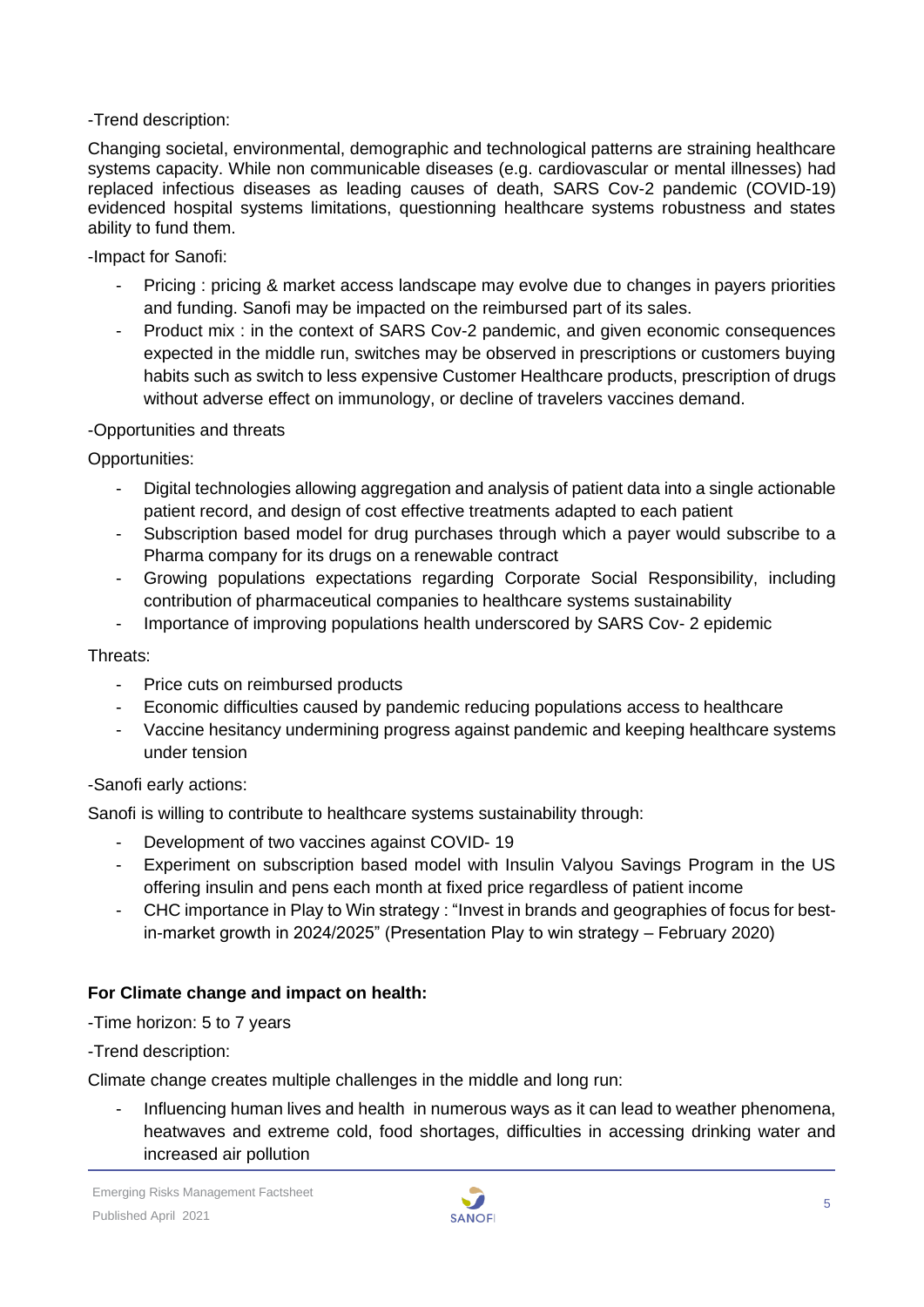-Trend description:

Changing societal, environmental, demographic and technological patterns are straining healthcare systems capacity. While non communicable diseases (e.g. cardiovascular or mental illnesses) had replaced infectious diseases as leading causes of death, SARS Cov-2 pandemic (COVID-19) evidenced hospital systems limitations, questionning healthcare systems robustness and states ability to fund them.

-Impact for Sanofi:

- Pricing : pricing & market access landscape may evolve due to changes in payers priorities and funding. Sanofi may be impacted on the reimbursed part of its sales.
- Product mix : in the context of SARS Cov-2 pandemic, and given economic consequences expected in the middle run, switches may be observed in prescriptions or customers buying habits such as switch to less expensive Customer Healthcare products, prescription of drugs without adverse effect on immunology, or decline of travelers vaccines demand.

-Opportunities and threats

Opportunities:

- Digital technologies allowing aggregation and analysis of patient data into a single actionable patient record, and design of cost effective treatments adapted to each patient
- Subscription based model for drug purchases through which a payer would subscribe to a Pharma company for its drugs on a renewable contract
- Growing populations expectations regarding Corporate Social Responsibility, including contribution of pharmaceutical companies to healthcare systems sustainability
- Importance of improving populations health underscored by SARS Cov- 2 epidemic

Threats:

- Price cuts on reimbursed products
- Economic difficulties caused by pandemic reducing populations access to healthcare
- Vaccine hesitancy undermining progress against pandemic and keeping healthcare systems under tension

-Sanofi early actions:

Sanofi is willing to contribute to healthcare systems sustainability through:

- Development of two vaccines against COVID- 19
- Experiment on subscription based model with Insulin Valyou Savings Program in the US offering insulin and pens each month at fixed price regardless of patient income
- CHC importance in Play to Win strategy : "Invest in brands and geographies of focus for best-in-market growth in 2024/2025" (Presentation Play to win strategy – February 2020)

**For Climate change and impact on health:**

-Time horizon: 5 to 7 years

-Trend description:

Climate change creates multiple challenges in the middle and long run:

- Influencing human lives and health in numerous ways as it can lead to weather phenomena, heatwaves and extreme cold, food shortages, difficulties in accessing drinking water and increased air pollution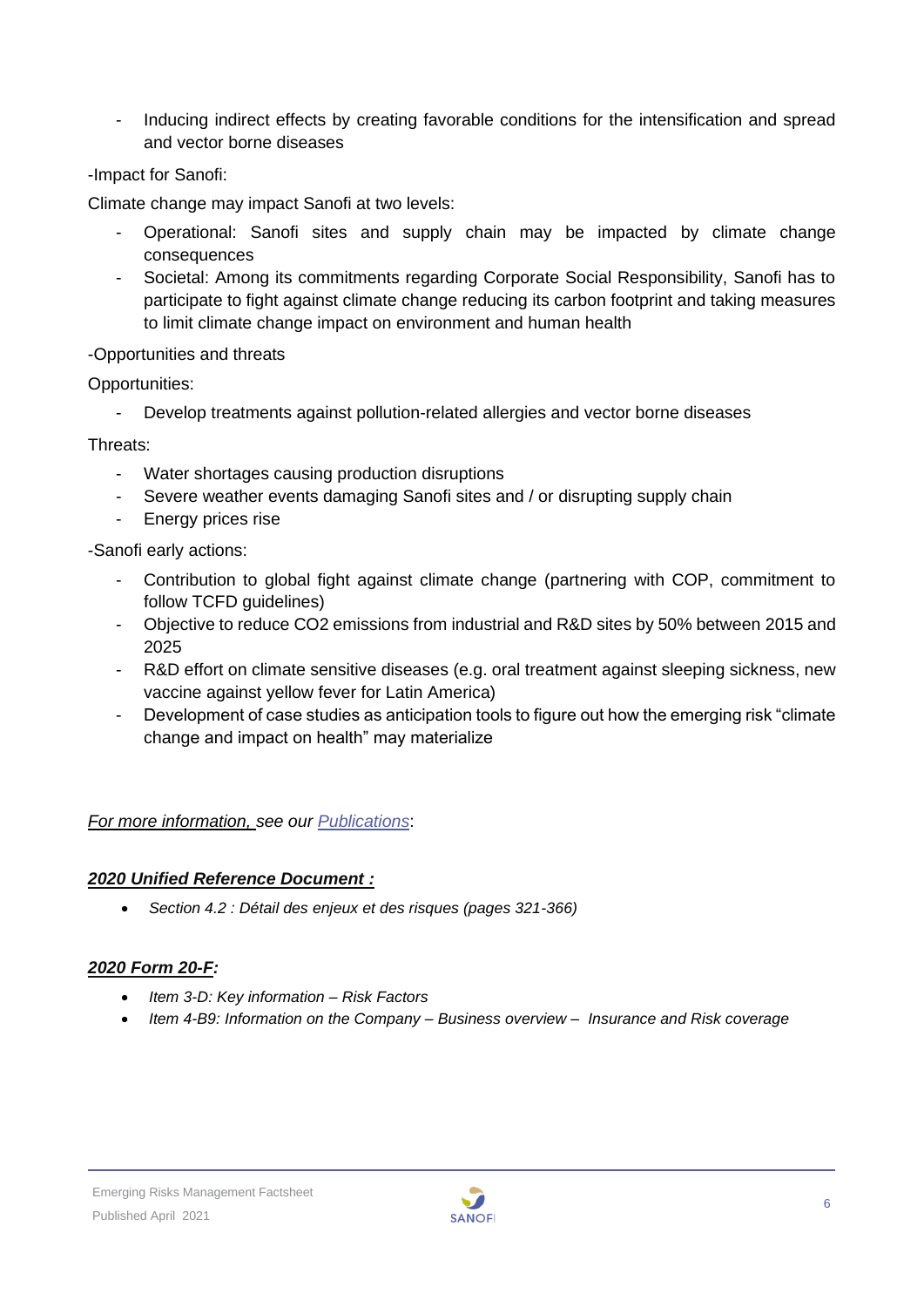- Inducing indirect effects by creating favorable conditions for the intensification and spread and vector borne diseases

-Impact for Sanofi:

Climate change may impact Sanofi at two levels:

- Operational: Sanofi sites and supply chain may be impacted by climate change consequences
- Societal: Among its commitments regarding Corporate Social Responsibility, Sanofi has to participate to fight against climate change reducing its carbon footprint and taking measures to limit climate change impact on environment and human health

-Opportunities and threats

Opportunities:

- Develop treatments against pollution-related allergies and vector borne diseases

Threats:

- Water shortages causing production disruptions
- Severe weather events damaging Sanofi sites and / or disrupting supply chain
- Energy prices rise

-Sanofi early actions:

- Contribution to global fight against climate change (partnering with COP, commitment to follow TCFD guidelines)
- Objective to reduce CO2 emissions from industrial and R&D sites by 50% between 2015 and 2025
- R&D effort on climate sensitive diseases (e.g. oral treatment against sleeping sickness, new vaccine against yellow fever for Latin America)
- Development of case studies as anticipation tools to figure out how the emerging risk "climate change and impact on health" may materialize

*For more information, see our Publications*:

***2020 Unified Reference Document :***

- *Section 4.2 : Détail des enjeux et des risques (pages 321-366)*

***2020 Form 20-F:***

- *Item 3-D: Key information – Risk Factors*
- *Item 4-B9: Information on the Company – Business overview – Insurance and Risk coverage*